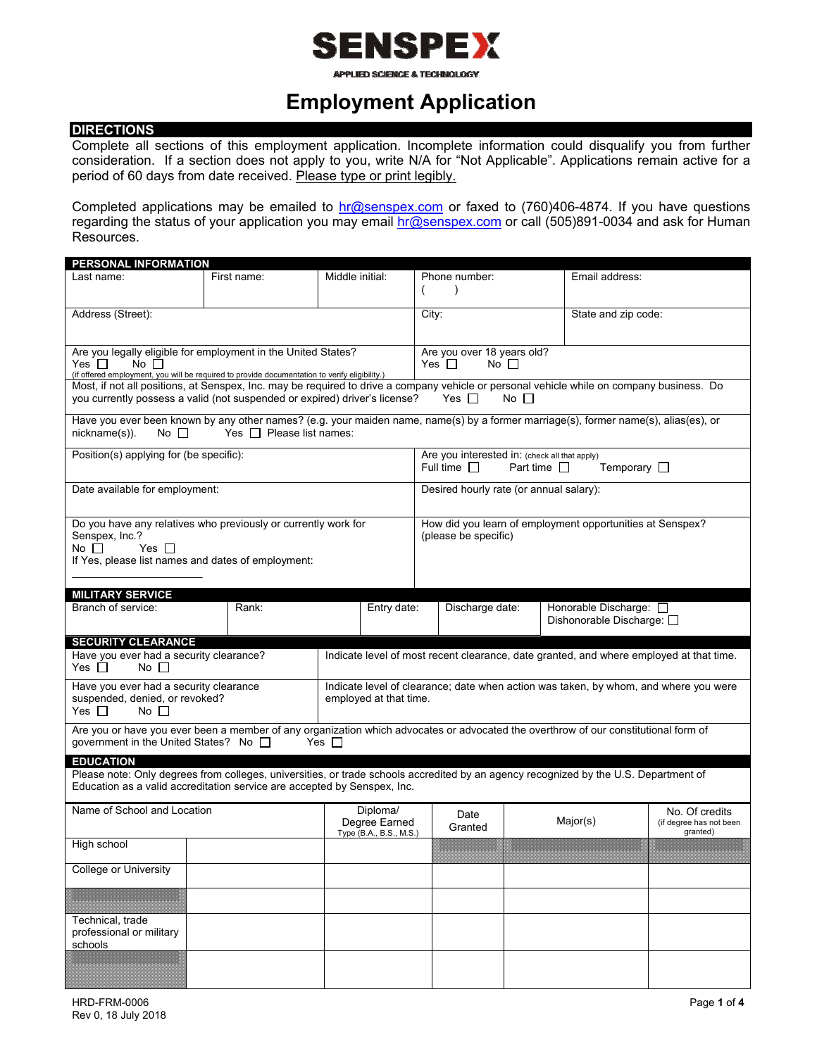# SENSPEX

APPLIED SCIENCE & TECHNOLOGY

# Employment Application

## DIRECTIONS

Complete all sections of this employment application. Incomplete information could disqualify you from further consideration. If a section does not apply to you, write N/A for "Not Applicable". Applications remain active for a period of 60 days from date received. Please type or print legibly.

Completed applications may be emailed to hr@senspex.com or faxed to (760)406-4874. If you have questions regarding the status of your application you may email hr@senspex.com or call (505)891-0034 and ask for Human Resources.

## PERSONAL INFORMATION

| | | | | |
|---|---|---|---|---|
| Last name: | First name: | Middle initial: | Phone number: ( ) | Email address: |
| Address (Street): | | | City: | State and zip code: |

Are you legally eligible for employment in the United States? Yes ☐ No ☐
(if offered employment, you will be required to provide documentation to verify eligibility.)

Are you over 18 years old? Yes ☐ No ☐

Most, if not all positions, at Senspex, Inc. may be required to drive a company vehicle or personal vehicle while on company business. Do you currently possess a valid (not suspended or expired) driver's license? Yes ☐ No ☐

Have you ever been known by any other names? (e.g. your maiden name, name(s) by a former marriage(s), former name(s), alias(es), or nickname(s)). No ☐ Yes ☐ Please list names:

Position(s) applying for (be specific):

Are you interested in: (check all that apply) Full time ☐ Part time ☐ Temporary ☐

Date available for employment:

Desired hourly rate (or annual salary):

Do you have any relatives who previously or currently work for Senspex, Inc.?
No ☐ Yes ☐
If Yes, please list names and dates of employment:

______________

How did you learn of employment opportunities at Senspex? (please be specific)

## MILITARY SERVICE

| Branch of service: | Rank: | Entry date: | Discharge date: | Honorable Discharge: ☐ Dishonorable Discharge: ☐ |
|---|---|---|---|---|
| | | | | |

## SECURITY CLEARANCE

Have you ever had a security clearance? Yes ☐ No ☐

Indicate level of most recent clearance, date granted, and where employed at that time.

Have you ever had a security clearance suspended, denied, or revoked? Yes ☐ No ☐

Indicate level of clearance; date when action was taken, by whom, and where you were employed at that time.

Are you or have you ever been a member of any organization which advocates or advocated the overthrow of our constitutional form of government in the United States? No ☐ Yes ☐

## EDUCATION

Please note: Only degrees from colleges, universities, or trade schools accredited by an agency recognized by the U.S. Department of Education as a valid accreditation service are accepted by Senspex, Inc.

| Name of School and Location | | Diploma/ Degree Earned Type (B.A., B.S., M.S.) | Date Granted | Major(s) | No. Of credits (if degree has not been granted) |
|---|---|---|---|---|---|
| High school | | | | | |
| College or University | | | | | |
| | | | | | |
| Technical, trade professional or military schools | | | | | |
| | | | | | |

HRD-FRM-0006
Rev 0, 18 July 2018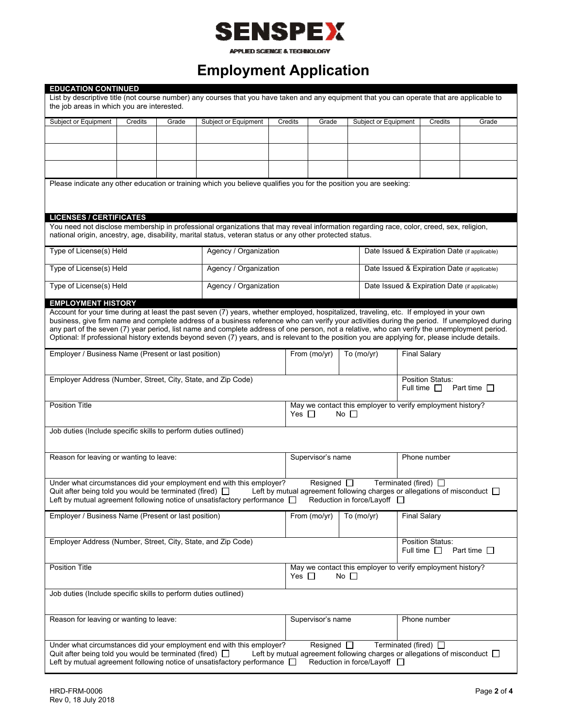# SENSPEX

APPLIED SCIENCE & TECHNOLOGY

# Employment Application

## EDUCATION CONTINUED

List by descriptive title (not course number) any courses that you have taken and any equipment that you can operate that are applicable to the job areas in which you are interested.

| Subject or Equipment | Credits | Grade | Subject or Equipment | Credits | Grade | Subject or Equipment | Credits | Grade |
|---|---|---|---|---|---|---|---|---|
| | | | | | | | | |
| | | | | | | | | |
| | | | | | | | | |

Please indicate any other education or training which you believe qualifies you for the position you are seeking:

## LICENSES / CERTIFICATES

You need not disclose membership in professional organizations that may reveal information regarding race, color, creed, sex, religion, national origin, ancestry, age, disability, marital status, veteran status or any other protected status.

| Type of License(s) Held | Agency / Organization | Date Issued & Expiration Date (if applicable) |
|---|---|---|
| Type of License(s) Held | Agency / Organization | Date Issued & Expiration Date (if applicable) |
| Type of License(s) Held | Agency / Organization | Date Issued & Expiration Date (if applicable) |

## EMPLOYMENT HISTORY

Account for your time during at least the past seven (7) years, whether employed, hospitalized, traveling, etc. If employed in your own business, give firm name and complete address of a business reference who can verify your activities during the period. If unemployed during any part of the seven (7) year period, list name and complete address of one person, not a relative, who can verify the unemployment period. Optional: If professional history extends beyond seven (7) years, and is relevant to the position you are applying for, please include details.

| Employer / Business Name (Present or last position) | From (mo/yr) | To (mo/yr) | Final Salary |
|---|---|---|---|
| Employer Address (Number, Street, City, State, and Zip Code) | | | Position Status: Full time ☐ Part time ☐ |
| Position Title | May we contact this employer to verify employment history? Yes ☐ No ☐ | | |
| Job duties (Include specific skills to perform duties outlined) | | | |
| Reason for leaving or wanting to leave: | Supervisor's name | | Phone number |

Under what circumstances did your employment end with this employer? Resigned ☐ Terminated (fired) ☐
Quit after being told you would be terminated (fired) ☐ Left by mutual agreement following charges or allegations of misconduct ☐
Left by mutual agreement following notice of unsatisfactory performance ☐ Reduction in force/Layoff ☐

| Employer / Business Name (Present or last position) | From (mo/yr) | To (mo/yr) | Final Salary |
|---|---|---|---|
| Employer Address (Number, Street, City, State, and Zip Code) | | | Position Status: Full time ☐ Part time ☐ |
| Position Title | May we contact this employer to verify employment history? Yes ☐ No ☐ | | |
| Job duties (Include specific skills to perform duties outlined) | | | |
| Reason for leaving or wanting to leave: | Supervisor's name | | Phone number |

Under what circumstances did your employment end with this employer? Resigned ☐ Terminated (fired) ☐
Quit after being told you would be terminated (fired) ☐ Left by mutual agreement following charges or allegations of misconduct ☐
Left by mutual agreement following notice of unsatisfactory performance ☐ Reduction in force/Layoff ☐

HRD-FRM-0006
Rev 0, 18 July 2018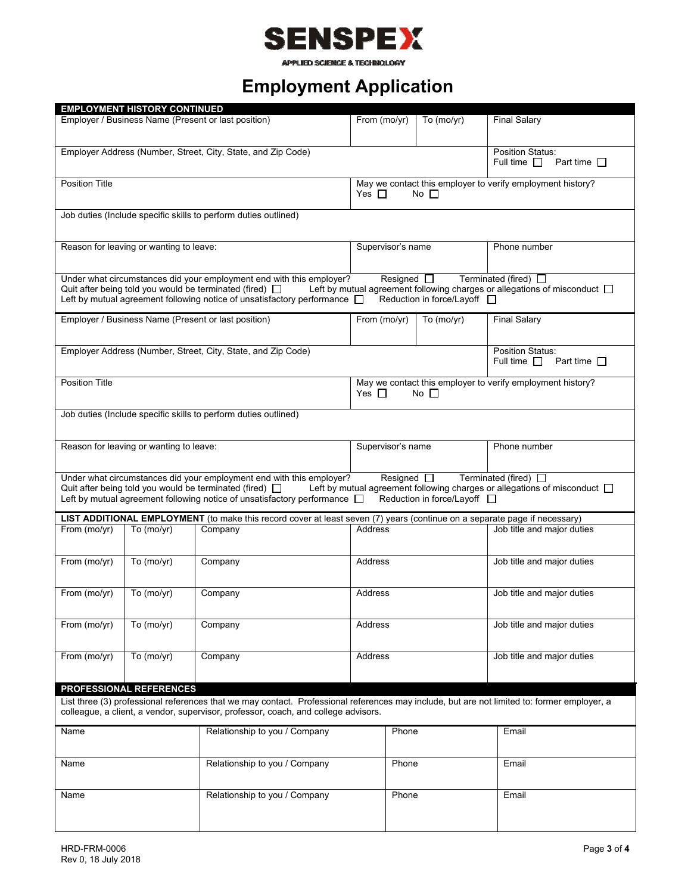# SENSPEX

APPLIED SCIENCE & TECHNOLOGY

# Employment Application

## EMPLOYMENT HISTORY CONTINUED

| | | | |
|---|---|---|---|
| Employer / Business Name (Present or last position) | From (mo/yr) | To (mo/yr) | Final Salary |
| Employer Address (Number, Street, City, State, and Zip Code) | | | Position Status: Full time ☐ Part time ☐ |
| Position Title | May we contact this employer to verify employment history? Yes ☐ No ☐ | | |
| Job duties (Include specific skills to perform duties outlined) | | | |
| Reason for leaving or wanting to leave: | Supervisor's name | | Phone number |

Under what circumstances did your employment end with this employer? Resigned ☐ Terminated (fired) ☐
Quit after being told you would be terminated (fired) ☐ Left by mutual agreement following charges or allegations of misconduct ☐
Left by mutual agreement following notice of unsatisfactory performance ☐ Reduction in force/Layoff ☐

| | | | |
|---|---|---|---|
| Employer / Business Name (Present or last position) | From (mo/yr) | To (mo/yr) | Final Salary |
| Employer Address (Number, Street, City, State, and Zip Code) | | | Position Status: Full time ☐ Part time ☐ |
| Position Title | May we contact this employer to verify employment history? Yes ☐ No ☐ | | |
| Job duties (Include specific skills to perform duties outlined) | | | |
| Reason for leaving or wanting to leave: | Supervisor's name | | Phone number |

Under what circumstances did your employment end with this employer? Resigned ☐ Terminated (fired) ☐
Quit after being told you would be terminated (fired) ☐ Left by mutual agreement following charges or allegations of misconduct ☐
Left by mutual agreement following notice of unsatisfactory performance ☐ Reduction in force/Layoff ☐

**LIST ADDITIONAL EMPLOYMENT** (to make this record cover at least seven (7) years (continue on a separate page if necessary)

| From (mo/yr) | To (mo/yr) | Company | Address | Job title and major duties |
|---|---|---|---|---|
| From (mo/yr) | To (mo/yr) | Company | Address | Job title and major duties |
| From (mo/yr) | To (mo/yr) | Company | Address | Job title and major duties |
| From (mo/yr) | To (mo/yr) | Company | Address | Job title and major duties |
| From (mo/yr) | To (mo/yr) | Company | Address | Job title and major duties |

## PROFESSIONAL REFERENCES

List three (3) professional references that we may contact. Professional references may include, but are not limited to: former employer, a colleague, a client, a vendor, supervisor, professor, coach, and college advisors.

| Name | Relationship to you / Company | Phone | Email |
|---|---|---|---|
| Name | Relationship to you / Company | Phone | Email |
| Name | Relationship to you / Company | Phone | Email |

HRD-FRM-0006
Rev 0, 18 July 2018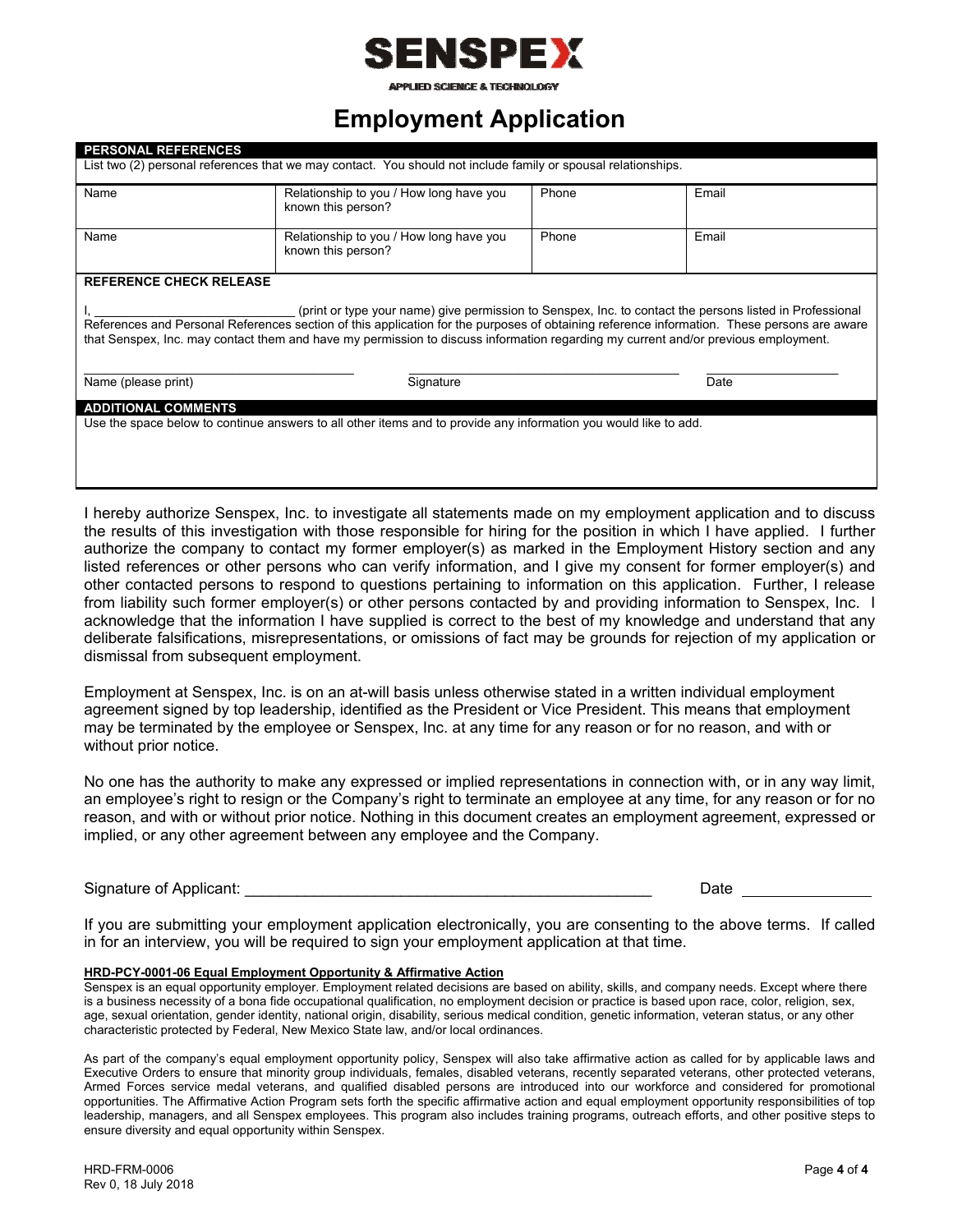# SENSPEX

APPLIED SCIENCE & TECHNOLOGY

# Employment Application

**PERSONAL REFERENCES**

List two (2) personal references that we may contact. You should not include family or spousal relationships.

| | | | |
|---|---|---|---|
| Name | Relationship to you / How long have you known this person? | Phone | Email |
| Name | Relationship to you / How long have you known this person? | Phone | Email |

**REFERENCE CHECK RELEASE**

I, ____________________________ (print or type your name) give permission to Senspex, Inc. to contact the persons listed in Professional References and Personal References section of this application for the purposes of obtaining reference information. These persons are aware that Senspex, Inc. may contact them and have my permission to discuss information regarding my current and/or previous employment.

____________________________ ____________________________ ______________

Name (please print) Signature Date

**ADDITIONAL COMMENTS**

Use the space below to continue answers to all other items and to provide any information you would like to add.

I hereby authorize Senspex, Inc. to investigate all statements made on my employment application and to discuss the results of this investigation with those responsible for hiring for the position in which I have applied. I further authorize the company to contact my former employer(s) as marked in the Employment History section and any listed references or other persons who can verify information, and I give my consent for former employer(s) and other contacted persons to respond to questions pertaining to information on this application. Further, I release from liability such former employer(s) or other persons contacted by and providing information to Senspex, Inc. I acknowledge that the information I have supplied is correct to the best of my knowledge and understand that any deliberate falsifications, misrepresentations, or omissions of fact may be grounds for rejection of my application or dismissal from subsequent employment.

Employment at Senspex, Inc. is on an at-will basis unless otherwise stated in a written individual employment agreement signed by top leadership, identified as the President or Vice President. This means that employment may be terminated by the employee or Senspex, Inc. at any time for any reason or for no reason, and with or without prior notice.

No one has the authority to make any expressed or implied representations in connection with, or in any way limit, an employee's right to resign or the Company's right to terminate an employee at any time, for any reason or for no reason, and with or without prior notice. Nothing in this document creates an employment agreement, expressed or implied, or any other agreement between any employee and the Company.

Signature of Applicant: ______________________________________________ Date ______________

If you are submitting your employment application electronically, you are consenting to the above terms. If called in for an interview, you will be required to sign your employment application at that time.

**HRD-PCY-0001-06 Equal Employment Opportunity & Affirmative Action**

Senspex is an equal opportunity employer. Employment related decisions are based on ability, skills, and company needs. Except where there is a business necessity of a bona fide occupational qualification, no employment decision or practice is based upon race, color, religion, sex, age, sexual orientation, gender identity, national origin, disability, serious medical condition, genetic information, veteran status, or any other characteristic protected by Federal, New Mexico State law, and/or local ordinances.

As part of the company's equal employment opportunity policy, Senspex will also take affirmative action as called for by applicable laws and Executive Orders to ensure that minority group individuals, females, disabled veterans, recently separated veterans, other protected veterans, Armed Forces service medal veterans, and qualified disabled persons are introduced into our workforce and considered for promotional opportunities. The Affirmative Action Program sets forth the specific affirmative action and equal employment opportunity responsibilities of top leadership, managers, and all Senspex employees. This program also includes training programs, outreach efforts, and other positive steps to ensure diversity and equal opportunity within Senspex.

HRD-FRM-0006
Rev 0, 18 July 2018